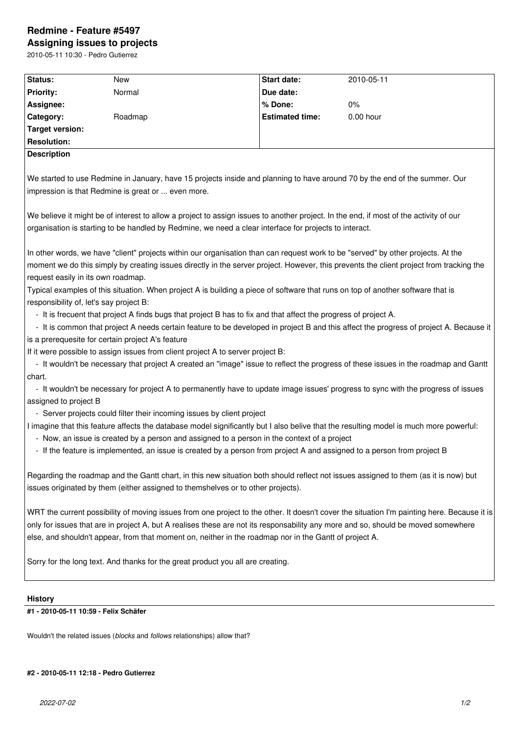# Redmine - Feature #5497

## Assigning issues to projects

2010-05-11 10:30 - Pedro Gutierrez

| | | | |
|---|---|---|---|
| **Status:** | New | **Start date:** | 2010-05-11 |
| **Priority:** | Normal | **Due date:** | |
| **Assignee:** | | **% Done:** | 0% |
| **Category:** | Roadmap | **Estimated time:** | 0.00 hour |
| **Target version:** | | | |
| **Resolution:** | | | |

**Description**

We started to use Redmine in January, have 15 projects inside and planning to have around 70 by the end of the summer. Our impression is that Redmine is great or ... even more.

We believe it might be of interest to allow a project to assign issues to another project. In the end, if most of the activity of our organisation is starting to be handled by Redmine, we need a clear interface for projects to interact.

In other words, we have "client" projects within our organisation than can request work to be "served" by other projects. At the moment we do this simply by creating issues directly in the server project. However, this prevents the client project from tracking the request easily in its own roadmap.

Typical examples of this situation. When project A is building a piece of software that runs on top of another software that is responsibility of, let's say project B:

- It is frecuent that project A finds bugs that project B has to fix and that affect the progress of project A.
- It is common that project A needs certain feature to be developed in project B and this affect the progress of project A. Because it is a prerequesite for certain project A's feature

If it were possible to assign issues from client project A to server project B:

- It wouldn't be necessary that project A created an "image" issue to reflect the progress of these issues in the roadmap and Gantt chart.
- It wouldn't be necessary for project A to permanently have to update image issues' progress to sync with the progress of issues assigned to project B
- Server projects could filter their incoming issues by client project

I imagine that this feature affects the database model significantly but I also belive that the resulting model is much more powerful:

- Now, an issue is created by a person and assigned to a person in the context of a project
- If the feature is implemented, an issue is created by a person from project A and assigned to a person from project B

Regarding the roadmap and the Gantt chart, in this new situation both should reflect not issues assigned to them (as it is now) but issues originated by them (either assigned to themshelves or to other projects).

WRT the current possibility of moving issues from one project to the other. It doesn't cover the situation I'm painting here. Because it is only for issues that are in project A, but A realises these are not its responsability any more and so, should be moved somewhere else, and shouldn't appear, from that moment on, neither in the roadmap nor in the Gantt of project A.

Sorry for the long text. And thanks for the great product you all are creating.

### History

#### #1 - 2010-05-11 10:59 - Felix Schäfer

Wouldn't the related issues (*blocks* and *follows* relationships) allow that?

#### #2 - 2010-05-11 12:18 - Pedro Gutierrez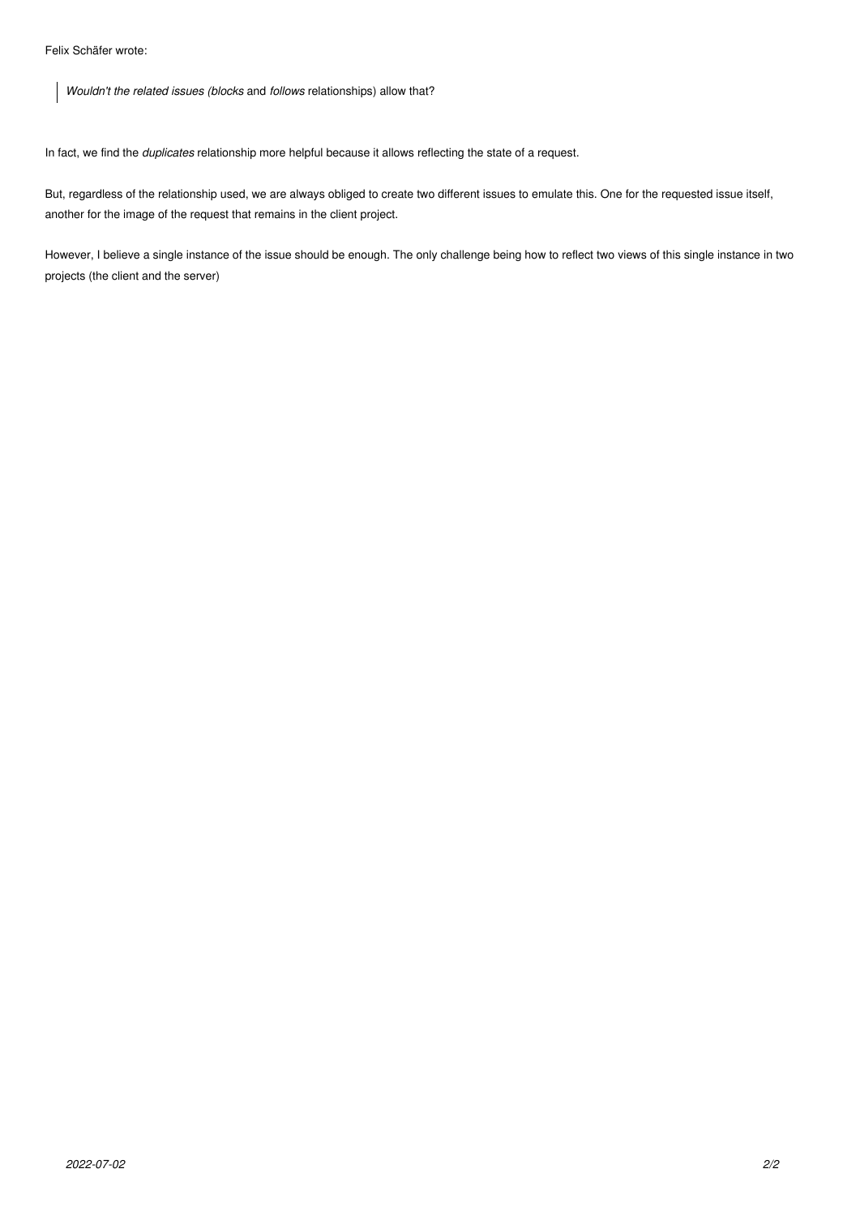Felix Schäfer wrote:

> *Wouldn't the related issues (blocks* and *follows* relationships) allow that?

In fact, we find the *duplicates* relationship more helpful because it allows reflecting the state of a request.

But, regardless of the relationship used, we are always obliged to create two different issues to emulate this. One for the requested issue itself, another for the image of the request that remains in the client project.

However, I believe a single instance of the issue should be enough. The only challenge being how to reflect two views of this single instance in two projects (the client and the server)